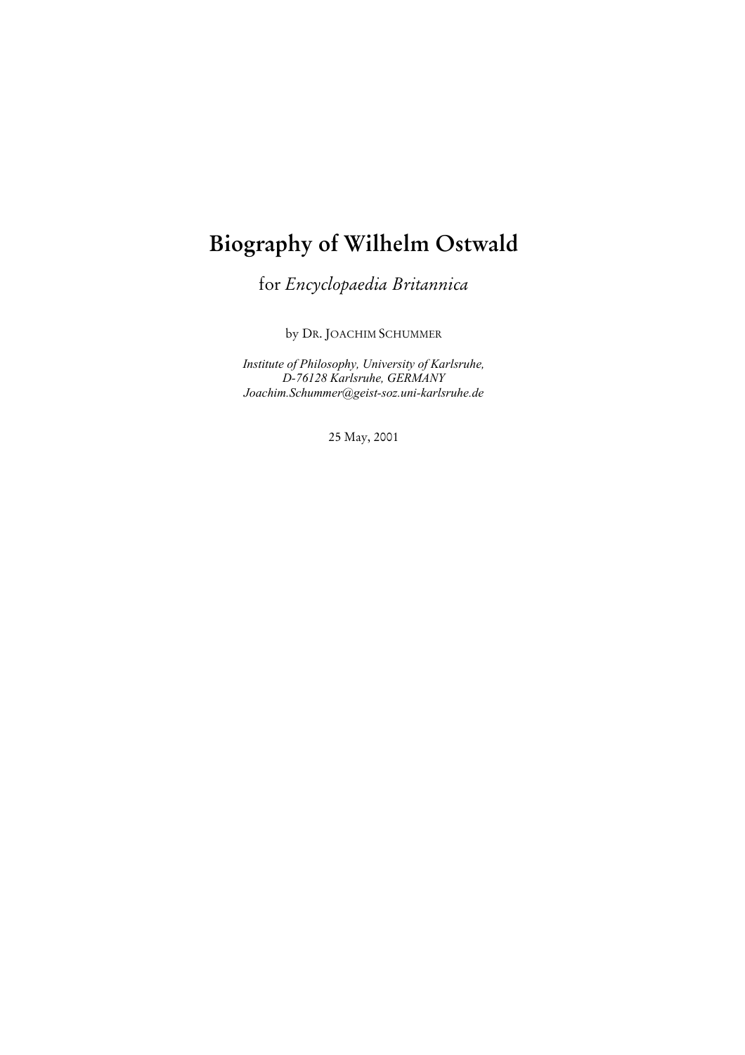# Biography of Wilhelm Ostwald

for *Encyclopaedia Britannica*

by DR. JOACHIM SCHUMMER

*Institute of Philosophy, University of Karlsruhe,*
*D-76128 Karlsruhe, GERMANY*
*Joachim.Schummer@geist-soz.uni-karlsruhe.de*

25 May, 2001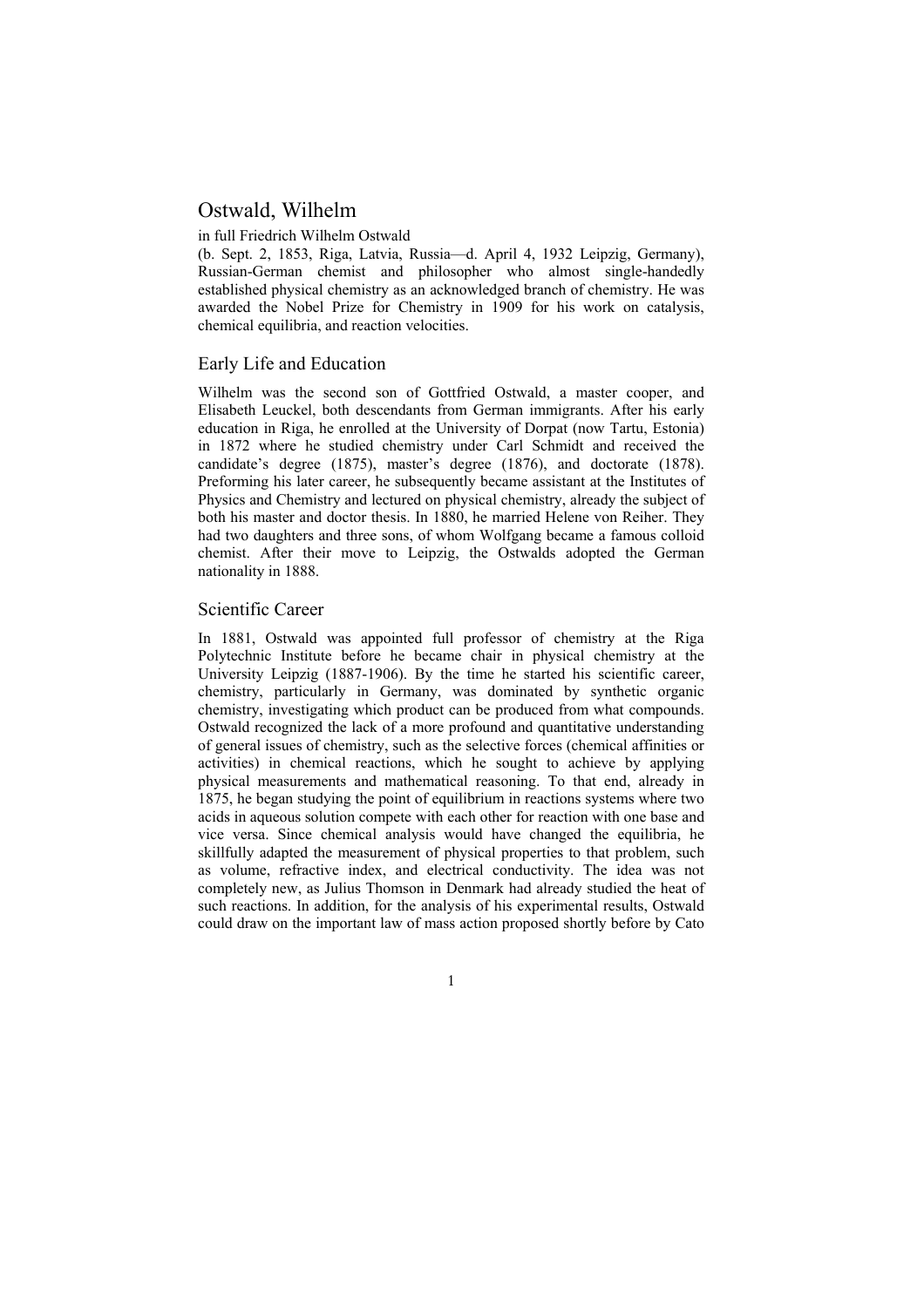# Ostwald, Wilhelm

in full Friedrich Wilhelm Ostwald

(b. Sept. 2, 1853, Riga, Latvia, Russia—d. April 4, 1932 Leipzig, Germany), Russian-German chemist and philosopher who almost single-handedly established physical chemistry as an acknowledged branch of chemistry. He was awarded the Nobel Prize for Chemistry in 1909 for his work on catalysis, chemical equilibria, and reaction velocities.

## Early Life and Education

Wilhelm was the second son of Gottfried Ostwald, a master cooper, and Elisabeth Leuckel, both descendants from German immigrants. After his early education in Riga, he enrolled at the University of Dorpat (now Tartu, Estonia) in 1872 where he studied chemistry under Carl Schmidt and received the candidate's degree (1875), master's degree (1876), and doctorate (1878). Preforming his later career, he subsequently became assistant at the Institutes of Physics and Chemistry and lectured on physical chemistry, already the subject of both his master and doctor thesis. In 1880, he married Helene von Reiher. They had two daughters and three sons, of whom Wolfgang became a famous colloid chemist. After their move to Leipzig, the Ostwalds adopted the German nationality in 1888.

## Scientific Career

In 1881, Ostwald was appointed full professor of chemistry at the Riga Polytechnic Institute before he became chair in physical chemistry at the University Leipzig (1887-1906). By the time he started his scientific career, chemistry, particularly in Germany, was dominated by synthetic organic chemistry, investigating which product can be produced from what compounds. Ostwald recognized the lack of a more profound and quantitative understanding of general issues of chemistry, such as the selective forces (chemical affinities or activities) in chemical reactions, which he sought to achieve by applying physical measurements and mathematical reasoning. To that end, already in 1875, he began studying the point of equilibrium in reactions systems where two acids in aqueous solution compete with each other for reaction with one base and vice versa. Since chemical analysis would have changed the equilibria, he skillfully adapted the measurement of physical properties to that problem, such as volume, refractive index, and electrical conductivity. The idea was not completely new, as Julius Thomson in Denmark had already studied the heat of such reactions. In addition, for the analysis of his experimental results, Ostwald could draw on the important law of mass action proposed shortly before by Cato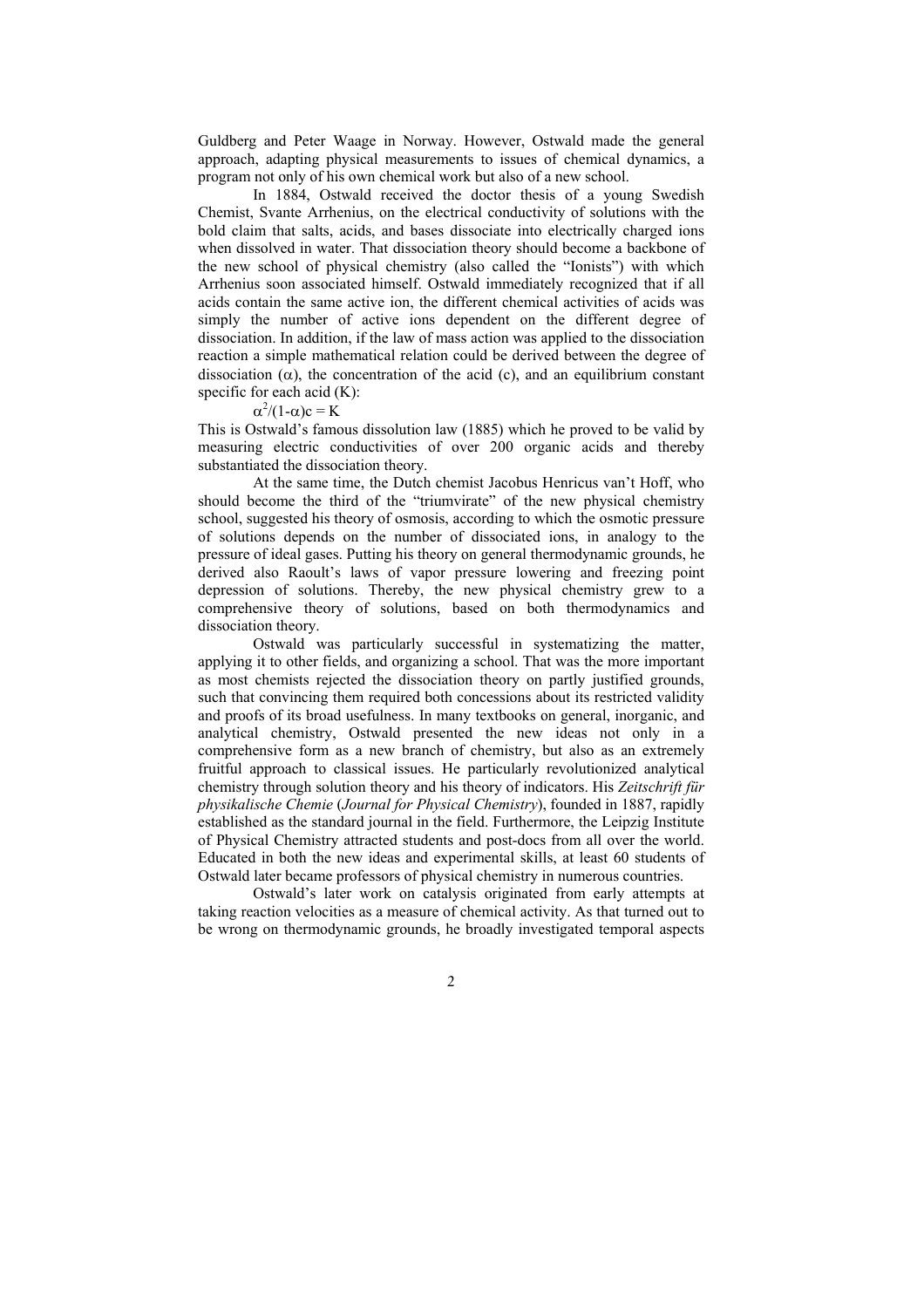Guldberg and Peter Waage in Norway. However, Ostwald made the general approach, adapting physical measurements to issues of chemical dynamics, a program not only of his own chemical work but also of a new school.

In 1884, Ostwald received the doctor thesis of a young Swedish Chemist, Svante Arrhenius, on the electrical conductivity of solutions with the bold claim that salts, acids, and bases dissociate into electrically charged ions when dissolved in water. That dissociation theory should become a backbone of the new school of physical chemistry (also called the "Ionists") with which Arrhenius soon associated himself. Ostwald immediately recognized that if all acids contain the same active ion, the different chemical activities of acids was simply the number of active ions dependent on the different degree of dissociation. In addition, if the law of mass action was applied to the dissociation reaction a simple mathematical relation could be derived between the degree of dissociation ($\alpha$), the concentration of the acid (c), and an equilibrium constant specific for each acid (K):

$$\alpha^2/(1-\alpha)c = K$$

This is Ostwald's famous dissolution law (1885) which he proved to be valid by measuring electric conductivities of over 200 organic acids and thereby substantiated the dissociation theory.

At the same time, the Dutch chemist Jacobus Henricus van't Hoff, who should become the third of the "triumvirate" of the new physical chemistry school, suggested his theory of osmosis, according to which the osmotic pressure of solutions depends on the number of dissociated ions, in analogy to the pressure of ideal gases. Putting his theory on general thermodynamic grounds, he derived also Raoult's laws of vapor pressure lowering and freezing point depression of solutions. Thereby, the new physical chemistry grew to a comprehensive theory of solutions, based on both thermodynamics and dissociation theory.

Ostwald was particularly successful in systematizing the matter, applying it to other fields, and organizing a school. That was the more important as most chemists rejected the dissociation theory on partly justified grounds, such that convincing them required both concessions about its restricted validity and proofs of its broad usefulness. In many textbooks on general, inorganic, and analytical chemistry, Ostwald presented the new ideas not only in a comprehensive form as a new branch of chemistry, but also as an extremely fruitful approach to classical issues. He particularly revolutionized analytical chemistry through solution theory and his theory of indicators. His *Zeitschrift für physikalische Chemie* (*Journal for Physical Chemistry*), founded in 1887, rapidly established as the standard journal in the field. Furthermore, the Leipzig Institute of Physical Chemistry attracted students and post-docs from all over the world. Educated in both the new ideas and experimental skills, at least 60 students of Ostwald later became professors of physical chemistry in numerous countries.

Ostwald's later work on catalysis originated from early attempts at taking reaction velocities as a measure of chemical activity. As that turned out to be wrong on thermodynamic grounds, he broadly investigated temporal aspects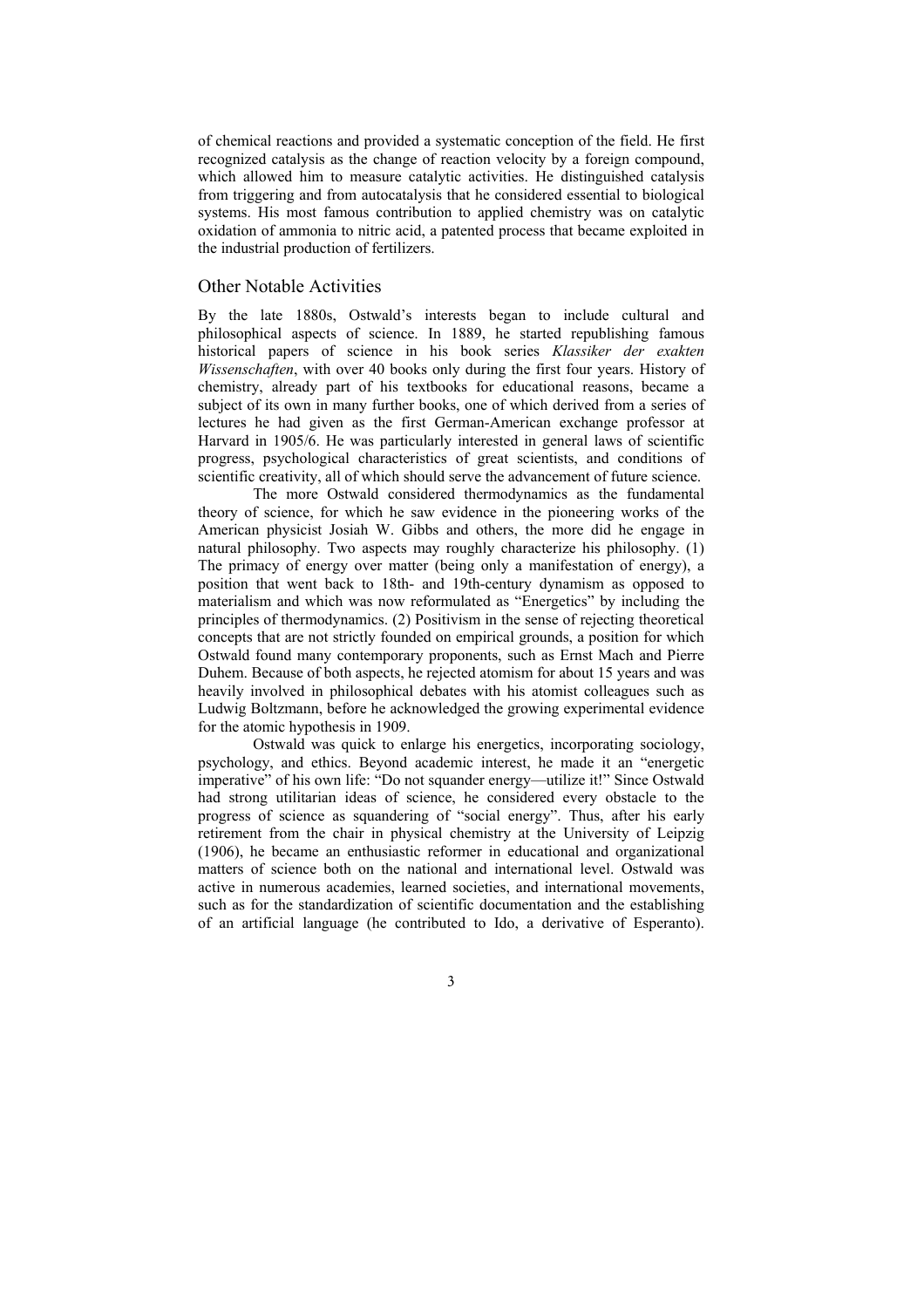of chemical reactions and provided a systematic conception of the field. He first recognized catalysis as the change of reaction velocity by a foreign compound, which allowed him to measure catalytic activities. He distinguished catalysis from triggering and from autocatalysis that he considered essential to biological systems. His most famous contribution to applied chemistry was on catalytic oxidation of ammonia to nitric acid, a patented process that became exploited in the industrial production of fertilizers.

## Other Notable Activities

By the late 1880s, Ostwald's interests began to include cultural and philosophical aspects of science. In 1889, he started republishing famous historical papers of science in his book series *Klassiker der exakten Wissenschaften*, with over 40 books only during the first four years. History of chemistry, already part of his textbooks for educational reasons, became a subject of its own in many further books, one of which derived from a series of lectures he had given as the first German-American exchange professor at Harvard in 1905/6. He was particularly interested in general laws of scientific progress, psychological characteristics of great scientists, and conditions of scientific creativity, all of which should serve the advancement of future science.

The more Ostwald considered thermodynamics as the fundamental theory of science, for which he saw evidence in the pioneering works of the American physicist Josiah W. Gibbs and others, the more did he engage in natural philosophy. Two aspects may roughly characterize his philosophy. (1) The primacy of energy over matter (being only a manifestation of energy), a position that went back to 18th- and 19th-century dynamism as opposed to materialism and which was now reformulated as "Energetics" by including the principles of thermodynamics. (2) Positivism in the sense of rejecting theoretical concepts that are not strictly founded on empirical grounds, a position for which Ostwald found many contemporary proponents, such as Ernst Mach and Pierre Duhem. Because of both aspects, he rejected atomism for about 15 years and was heavily involved in philosophical debates with his atomist colleagues such as Ludwig Boltzmann, before he acknowledged the growing experimental evidence for the atomic hypothesis in 1909.

Ostwald was quick to enlarge his energetics, incorporating sociology, psychology, and ethics. Beyond academic interest, he made it an "energetic imperative" of his own life: "Do not squander energy—utilize it!" Since Ostwald had strong utilitarian ideas of science, he considered every obstacle to the progress of science as squandering of "social energy". Thus, after his early retirement from the chair in physical chemistry at the University of Leipzig (1906), he became an enthusiastic reformer in educational and organizational matters of science both on the national and international level. Ostwald was active in numerous academies, learned societies, and international movements, such as for the standardization of scientific documentation and the establishing of an artificial language (he contributed to Ido, a derivative of Esperanto).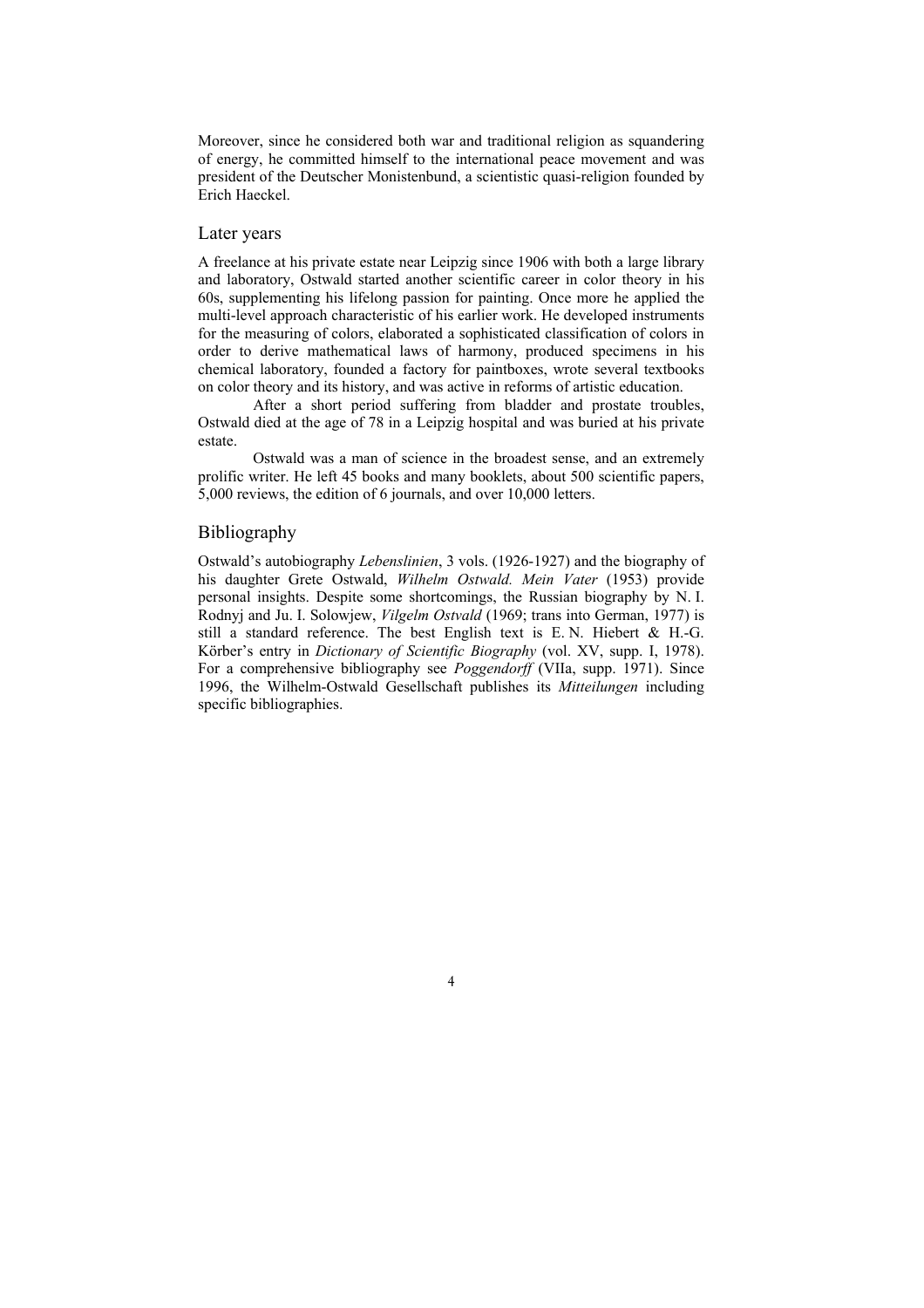Moreover, since he considered both war and traditional religion as squandering of energy, he committed himself to the international peace movement and was president of the Deutscher Monistenbund, a scientistic quasi-religion founded by Erich Haeckel.

## Later years

A freelance at his private estate near Leipzig since 1906 with both a large library and laboratory, Ostwald started another scientific career in color theory in his 60s, supplementing his lifelong passion for painting. Once more he applied the multi-level approach characteristic of his earlier work. He developed instruments for the measuring of colors, elaborated a sophisticated classification of colors in order to derive mathematical laws of harmony, produced specimens in his chemical laboratory, founded a factory for paintboxes, wrote several textbooks on color theory and its history, and was active in reforms of artistic education.

After a short period suffering from bladder and prostate troubles, Ostwald died at the age of 78 in a Leipzig hospital and was buried at his private estate.

Ostwald was a man of science in the broadest sense, and an extremely prolific writer. He left 45 books and many booklets, about 500 scientific papers, 5,000 reviews, the edition of 6 journals, and over 10,000 letters.

## Bibliography

Ostwald's autobiography *Lebenslinien*, 3 vols. (1926-1927) and the biography of his daughter Grete Ostwald, *Wilhelm Ostwald. Mein Vater* (1953) provide personal insights. Despite some shortcomings, the Russian biography by N. I. Rodnyj and Ju. I. Solowjew, *Vilgelm Ostvald* (1969; trans into German, 1977) is still a standard reference. The best English text is E. N. Hiebert & H.-G. Körber's entry in *Dictionary of Scientific Biography* (vol. XV, supp. I, 1978). For a comprehensive bibliography see *Poggendorff* (VIIa, supp. 1971). Since 1996, the Wilhelm-Ostwald Gesellschaft publishes its *Mitteilungen* including specific bibliographies.